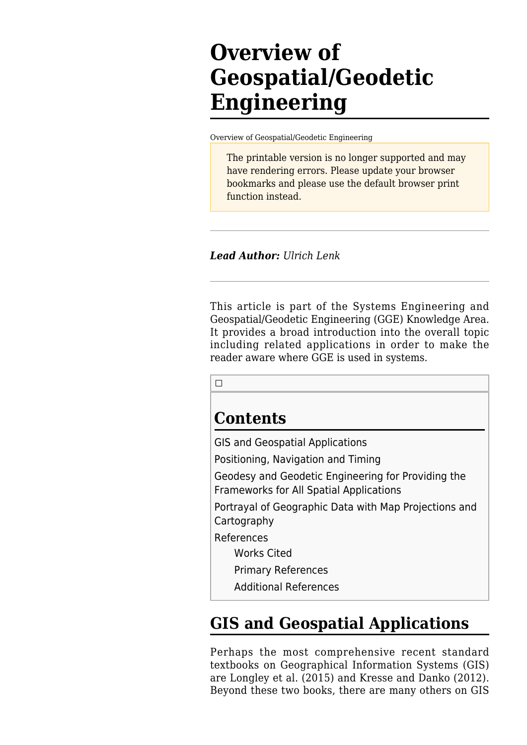# Overview of Geospatial/Geodetic Engineering

Overview of Geospatial/Geodetic Engineering

The printable version is no longer supported and may have rendering errors. Please update your browser bookmarks and please use the default browser print function instead.

---

***Lead Author:*** *Ulrich Lenk*

---

This article is part of the Systems Engineering and Geospatial/Geodetic Engineering (GGE) Knowledge Area. It provides a broad introduction into the overall topic including related applications in order to make the reader aware where GGE is used in systems.

## Contents

- GIS and Geospatial Applications
- Positioning, Navigation and Timing
- Geodesy and Geodetic Engineering for Providing the Frameworks for All Spatial Applications
- Portrayal of Geographic Data with Map Projections and Cartography
- References
  - Works Cited
  - Primary References
  - Additional References

## GIS and Geospatial Applications

Perhaps the most comprehensive recent standard textbooks on Geographical Information Systems (GIS) are Longley et al. (2015) and Kresse and Danko (2012). Beyond these two books, there are many others on GIS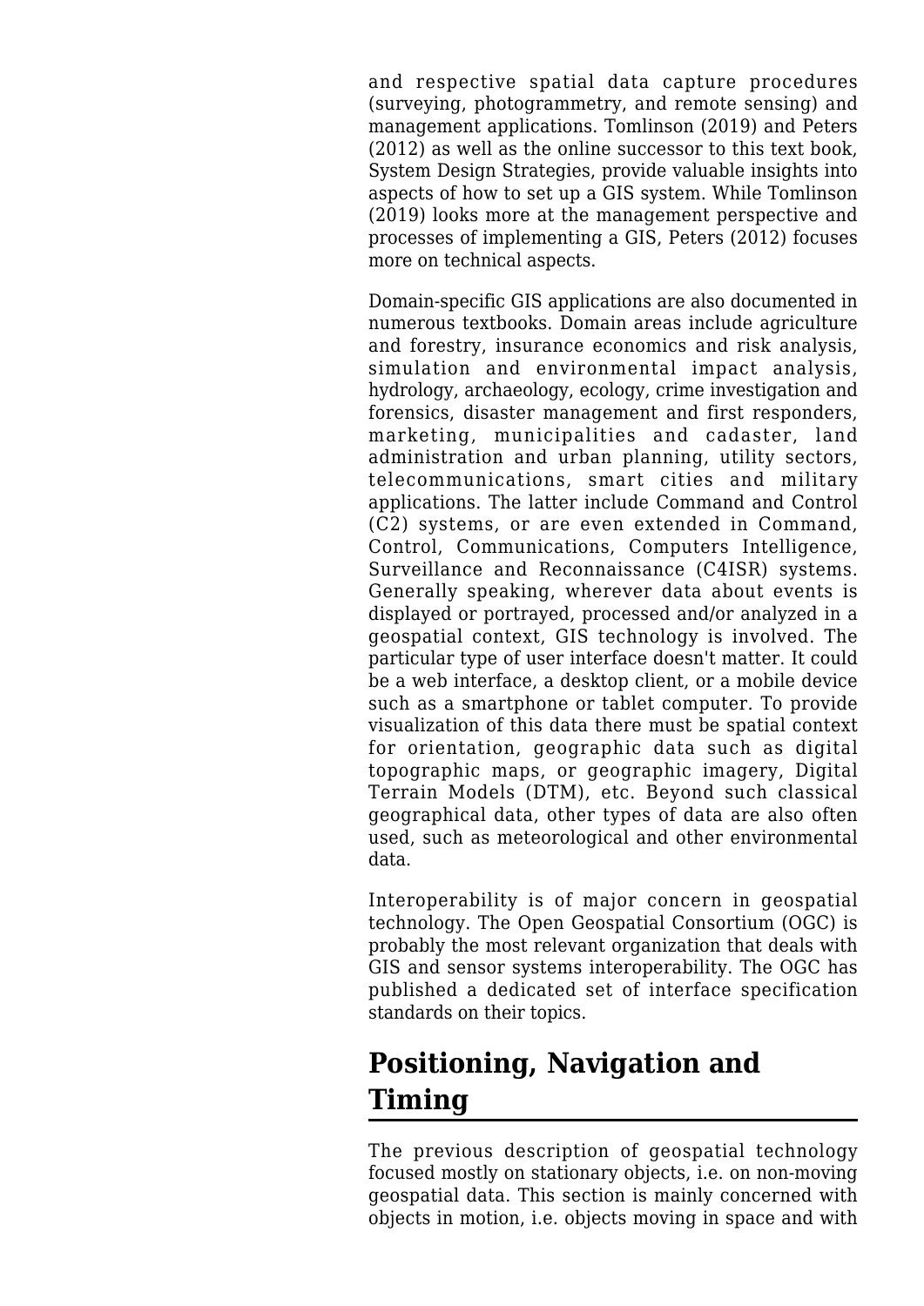and respective spatial data capture procedures (surveying, photogrammetry, and remote sensing) and management applications. Tomlinson (2019) and Peters (2012) as well as the online successor to this text book, System Design Strategies, provide valuable insights into aspects of how to set up a GIS system. While Tomlinson (2019) looks more at the management perspective and processes of implementing a GIS, Peters (2012) focuses more on technical aspects.

Domain-specific GIS applications are also documented in numerous textbooks. Domain areas include agriculture and forestry, insurance economics and risk analysis, simulation and environmental impact analysis, hydrology, archaeology, ecology, crime investigation and forensics, disaster management and first responders, marketing, municipalities and cadaster, land administration and urban planning, utility sectors, telecommunications, smart cities and military applications. The latter include Command and Control (C2) systems, or are even extended in Command, Control, Communications, Computers Intelligence, Surveillance and Reconnaissance (C4ISR) systems. Generally speaking, wherever data about events is displayed or portrayed, processed and/or analyzed in a geospatial context, GIS technology is involved. The particular type of user interface doesn't matter. It could be a web interface, a desktop client, or a mobile device such as a smartphone or tablet computer. To provide visualization of this data there must be spatial context for orientation, geographic data such as digital topographic maps, or geographic imagery, Digital Terrain Models (DTM), etc. Beyond such classical geographical data, other types of data are also often used, such as meteorological and other environmental data.

Interoperability is of major concern in geospatial technology. The Open Geospatial Consortium (OGC) is probably the most relevant organization that deals with GIS and sensor systems interoperability. The OGC has published a dedicated set of interface specification standards on their topics.

## Positioning, Navigation and Timing

The previous description of geospatial technology focused mostly on stationary objects, i.e. on non-moving geospatial data. This section is mainly concerned with objects in motion, i.e. objects moving in space and with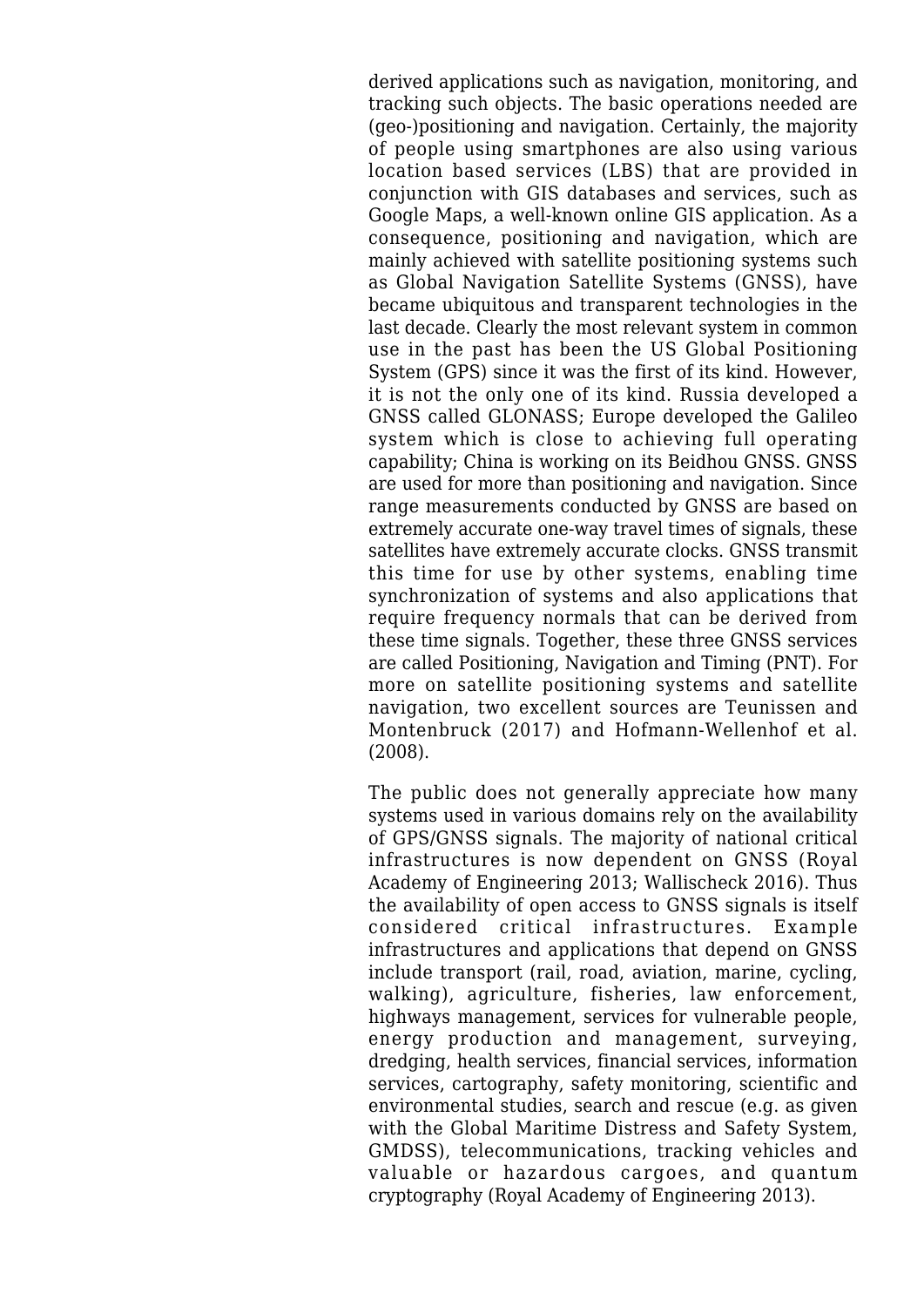derived applications such as navigation, monitoring, and tracking such objects. The basic operations needed are (geo-)positioning and navigation. Certainly, the majority of people using smartphones are also using various location based services (LBS) that are provided in conjunction with GIS databases and services, such as Google Maps, a well-known online GIS application. As a consequence, positioning and navigation, which are mainly achieved with satellite positioning systems such as Global Navigation Satellite Systems (GNSS), have became ubiquitous and transparent technologies in the last decade. Clearly the most relevant system in common use in the past has been the US Global Positioning System (GPS) since it was the first of its kind. However, it is not the only one of its kind. Russia developed a GNSS called GLONASS; Europe developed the Galileo system which is close to achieving full operating capability; China is working on its Beidhou GNSS. GNSS are used for more than positioning and navigation. Since range measurements conducted by GNSS are based on extremely accurate one-way travel times of signals, these satellites have extremely accurate clocks. GNSS transmit this time for use by other systems, enabling time synchronization of systems and also applications that require frequency normals that can be derived from these time signals. Together, these three GNSS services are called Positioning, Navigation and Timing (PNT). For more on satellite positioning systems and satellite navigation, two excellent sources are Teunissen and Montenbruck (2017) and Hofmann-Wellenhof et al. (2008).

The public does not generally appreciate how many systems used in various domains rely on the availability of GPS/GNSS signals. The majority of national critical infrastructures is now dependent on GNSS (Royal Academy of Engineering 2013; Wallischeck 2016). Thus the availability of open access to GNSS signals is itself considered critical infrastructures. Example infrastructures and applications that depend on GNSS include transport (rail, road, aviation, marine, cycling, walking), agriculture, fisheries, law enforcement, highways management, services for vulnerable people, energy production and management, surveying, dredging, health services, financial services, information services, cartography, safety monitoring, scientific and environmental studies, search and rescue (e.g. as given with the Global Maritime Distress and Safety System, GMDSS), telecommunications, tracking vehicles and valuable or hazardous cargoes, and quantum cryptography (Royal Academy of Engineering 2013).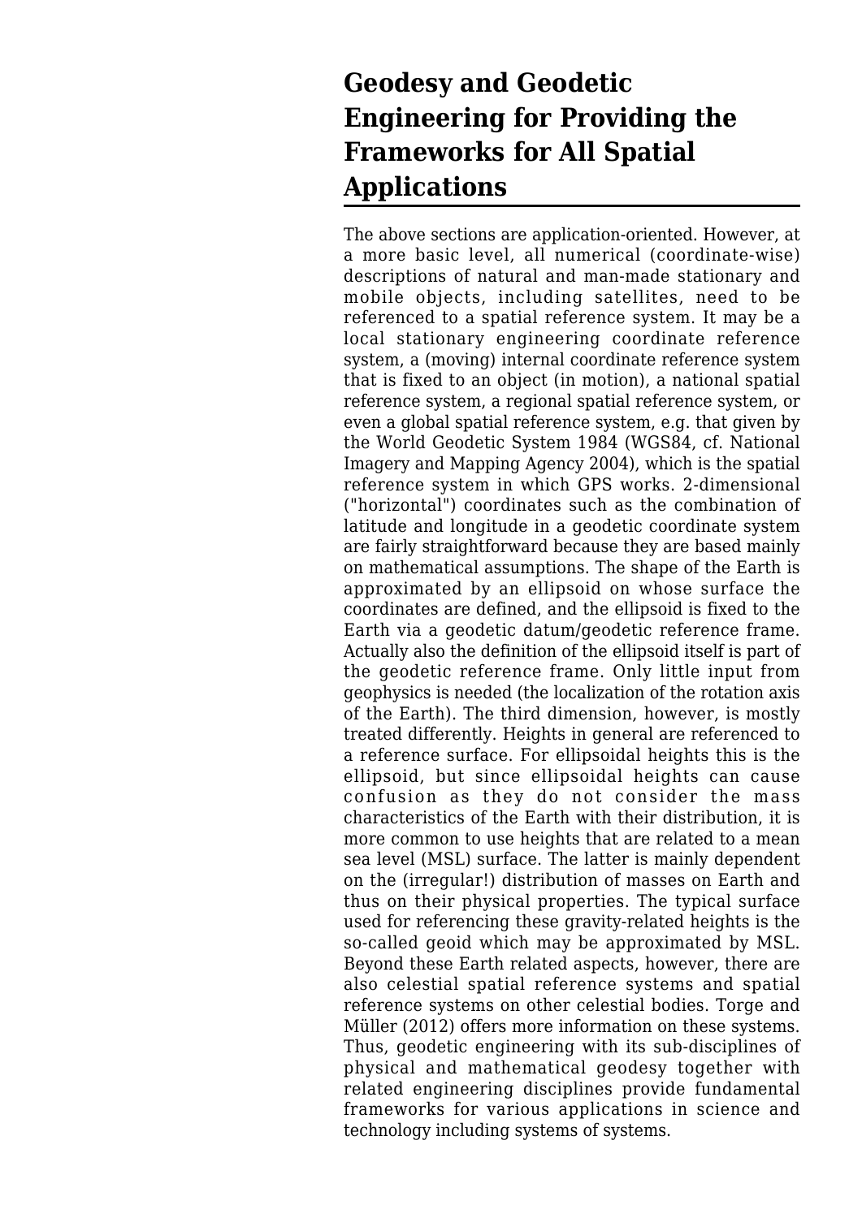## Geodesy and Geodetic Engineering for Providing the Frameworks for All Spatial Applications

The above sections are application-oriented. However, at a more basic level, all numerical (coordinate-wise) descriptions of natural and man-made stationary and mobile objects, including satellites, need to be referenced to a spatial reference system. It may be a local stationary engineering coordinate reference system, a (moving) internal coordinate reference system that is fixed to an object (in motion), a national spatial reference system, a regional spatial reference system, or even a global spatial reference system, e.g. that given by the World Geodetic System 1984 (WGS84, cf. National Imagery and Mapping Agency 2004), which is the spatial reference system in which GPS works. 2-dimensional ("horizontal") coordinates such as the combination of latitude and longitude in a geodetic coordinate system are fairly straightforward because they are based mainly on mathematical assumptions. The shape of the Earth is approximated by an ellipsoid on whose surface the coordinates are defined, and the ellipsoid is fixed to the Earth via a geodetic datum/geodetic reference frame. Actually also the definition of the ellipsoid itself is part of the geodetic reference frame. Only little input from geophysics is needed (the localization of the rotation axis of the Earth). The third dimension, however, is mostly treated differently. Heights in general are referenced to a reference surface. For ellipsoidal heights this is the ellipsoid, but since ellipsoidal heights can cause confusion as they do not consider the mass characteristics of the Earth with their distribution, it is more common to use heights that are related to a mean sea level (MSL) surface. The latter is mainly dependent on the (irregular!) distribution of masses on Earth and thus on their physical properties. The typical surface used for referencing these gravity-related heights is the so-called geoid which may be approximated by MSL. Beyond these Earth related aspects, however, there are also celestial spatial reference systems and spatial reference systems on other celestial bodies. Torge and Müller (2012) offers more information on these systems. Thus, geodetic engineering with its sub-disciplines of physical and mathematical geodesy together with related engineering disciplines provide fundamental frameworks for various applications in science and technology including systems of systems.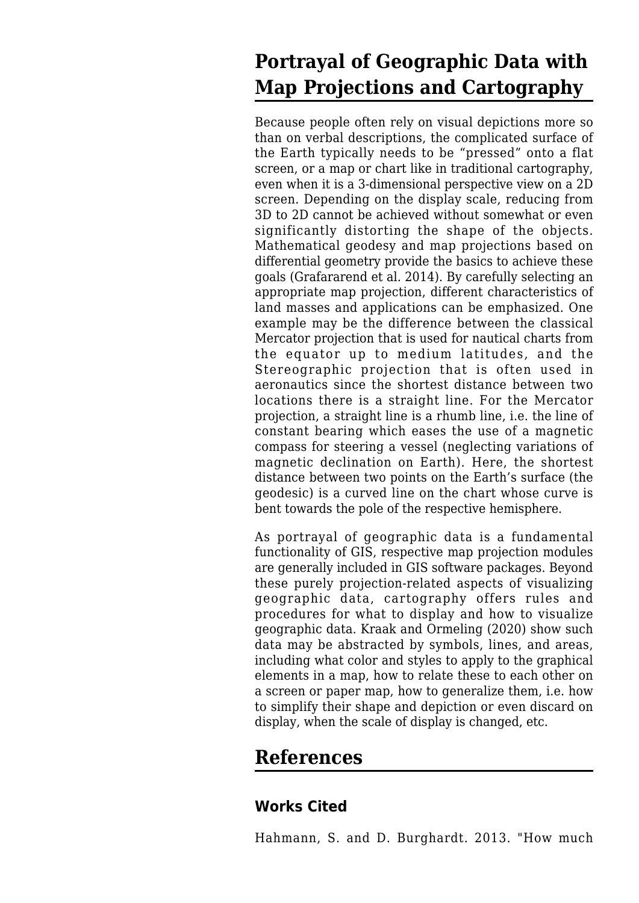## Portrayal of Geographic Data with Map Projections and Cartography

Because people often rely on visual depictions more so than on verbal descriptions, the complicated surface of the Earth typically needs to be “pressed” onto a flat screen, or a map or chart like in traditional cartography, even when it is a 3-dimensional perspective view on a 2D screen. Depending on the display scale, reducing from 3D to 2D cannot be achieved without somewhat or even significantly distorting the shape of the objects. Mathematical geodesy and map projections based on differential geometry provide the basics to achieve these goals (Grafararend et al. 2014). By carefully selecting an appropriate map projection, different characteristics of land masses and applications can be emphasized. One example may be the difference between the classical Mercator projection that is used for nautical charts from the equator up to medium latitudes, and the Stereographic projection that is often used in aeronautics since the shortest distance between two locations there is a straight line. For the Mercator projection, a straight line is a rhumb line, i.e. the line of constant bearing which eases the use of a magnetic compass for steering a vessel (neglecting variations of magnetic declination on Earth). Here, the shortest distance between two points on the Earth’s surface (the geodesic) is a curved line on the chart whose curve is bent towards the pole of the respective hemisphere.

As portrayal of geographic data is a fundamental functionality of GIS, respective map projection modules are generally included in GIS software packages. Beyond these purely projection-related aspects of visualizing geographic data, cartography offers rules and procedures for what to display and how to visualize geographic data. Kraak and Ormeling (2020) show such data may be abstracted by symbols, lines, and areas, including what color and styles to apply to the graphical elements in a map, how to relate these to each other on a screen or paper map, how to generalize them, i.e. how to simplify their shape and depiction or even discard on display, when the scale of display is changed, etc.

## References

### Works Cited

Hahmann, S. and D. Burghardt. 2013. "How much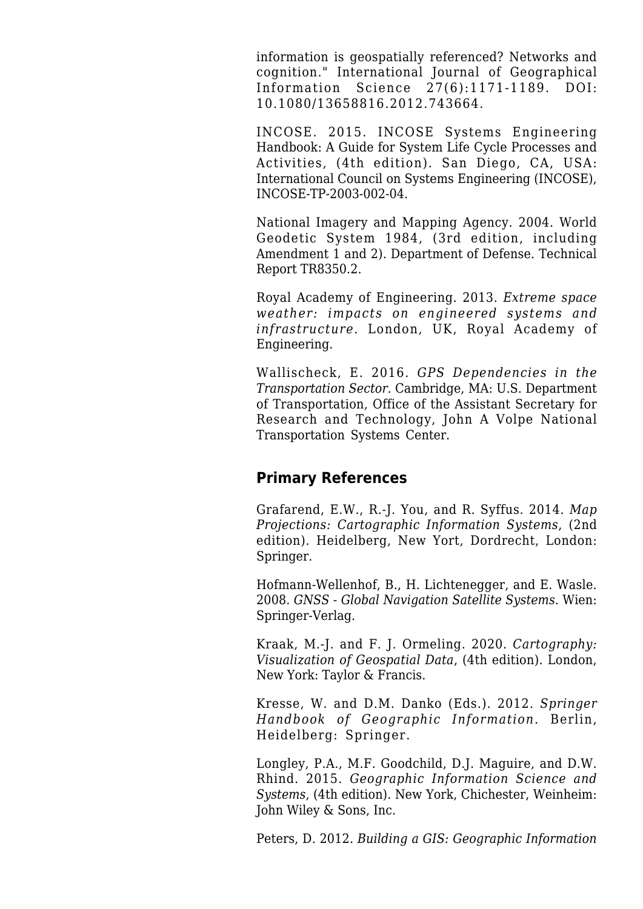information is geospatially referenced? Networks and cognition." International Journal of Geographical Information Science 27(6):1171-1189. DOI: 10.1080/13658816.2012.743664.

INCOSE. 2015. INCOSE Systems Engineering Handbook: A Guide for System Life Cycle Processes and Activities, (4th edition). San Diego, CA, USA: International Council on Systems Engineering (INCOSE), INCOSE-TP-2003-002-04.

National Imagery and Mapping Agency. 2004. World Geodetic System 1984, (3rd edition, including Amendment 1 and 2). Department of Defense. Technical Report TR8350.2.

Royal Academy of Engineering. 2013. *Extreme space weather: impacts on engineered systems and infrastructure*. London, UK, Royal Academy of Engineering.

Wallischeck, E. 2016. *GPS Dependencies in the Transportation Sector*. Cambridge, MA: U.S. Department of Transportation, Office of the Assistant Secretary for Research and Technology, John A Volpe National Transportation Systems Center.

## Primary References

Grafarend, E.W., R.-J. You, and R. Syffus. 2014. *Map Projections: Cartographic Information Systems*, (2nd edition). Heidelberg, New Yort, Dordrecht, London: Springer.

Hofmann-Wellenhof, B., H. Lichtenegger, and E. Wasle. 2008. *GNSS - Global Navigation Satellite Systems.* Wien: Springer-Verlag.

Kraak, M.-J. and F. J. Ormeling. 2020. *Cartography: Visualization of Geospatial Data*, (4th edition). London, New York: Taylor & Francis.

Kresse, W. and D.M. Danko (Eds.). 2012. *Springer Handbook of Geographic Information.* Berlin, Heidelberg: Springer.

Longley, P.A., M.F. Goodchild, D.J. Maguire, and D.W. Rhind. 2015. *Geographic Information Science and Systems*, (4th edition). New York, Chichester, Weinheim: John Wiley & Sons, Inc.

Peters, D. 2012. *Building a GIS: Geographic Information*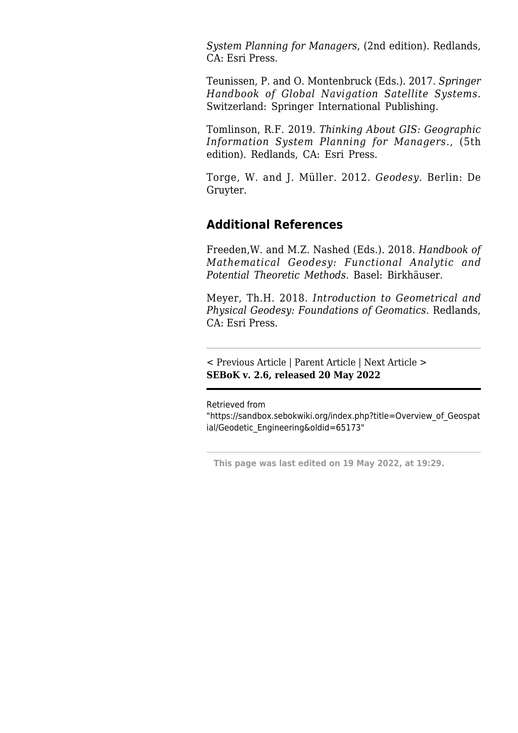*System Planning for Managers*, (2nd edition). Redlands, CA: Esri Press.

Teunissen, P. and O. Montenbruck (Eds.). 2017. *Springer Handbook of Global Navigation Satellite Systems.* Switzerland: Springer International Publishing.

Tomlinson, R.F. 2019. *Thinking About GIS: Geographic Information System Planning for Managers.*, (5th edition). Redlands, CA: Esri Press.

Torge, W. and J. Müller. 2012. *Geodesy.* Berlin: De Gruyter.

## Additional References

Freeden,W. and M.Z. Nashed (Eds.). 2018. *Handbook of Mathematical Geodesy: Functional Analytic and Potential Theoretic Methods.* Basel: Birkhäuser.

Meyer, Th.H. 2018. *Introduction to Geometrical and Physical Geodesy: Foundations of Geomatics.* Redlands, CA: Esri Press.

---

< Previous Article | Parent Article | Next Article >
**SEBoK v. 2.6, released 20 May 2022**

---

Retrieved from "https://sandbox.sebokwiki.org/index.php?title=Overview_of_Geospatial/Geodetic_Engineering&oldid=65173"

This page was last edited on 19 May 2022, at 19:29.